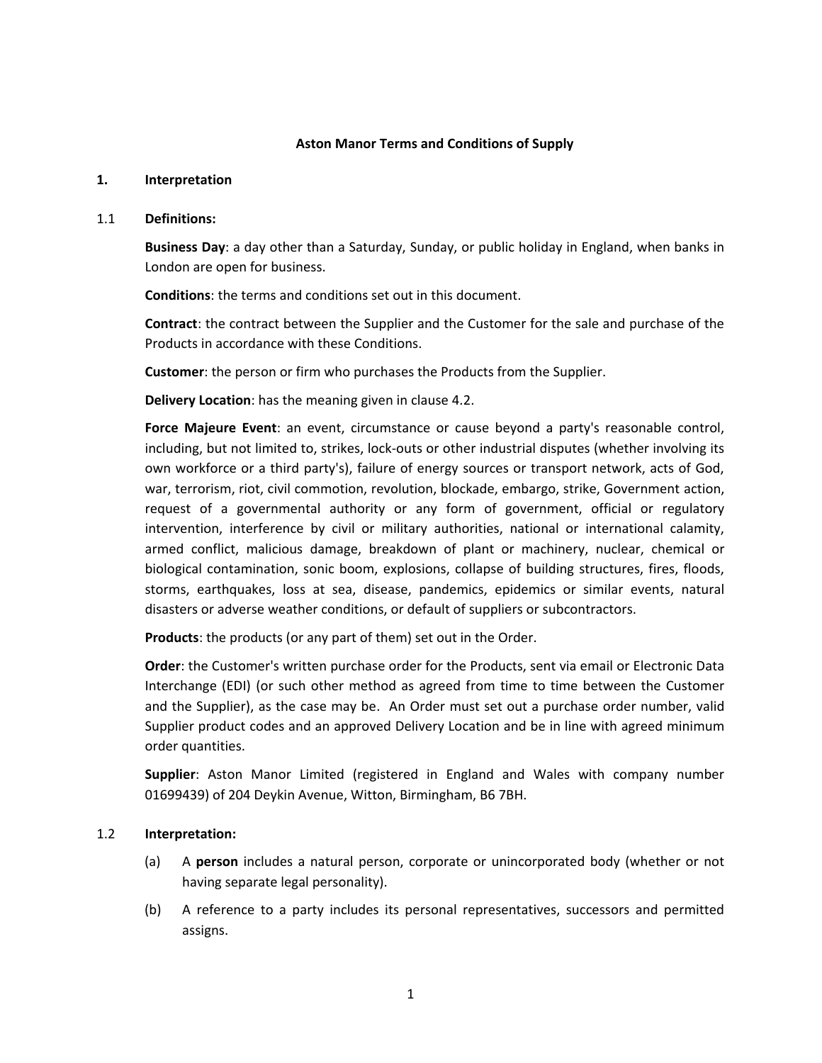# Aston Manor Terms and Conditions of Supply

## 1. Interpretation

### 1.1 Definitions:

**Business Day**: a day other than a Saturday, Sunday, or public holiday in England, when banks in London are open for business.

**Conditions**: the terms and conditions set out in this document.

**Contract**: the contract between the Supplier and the Customer for the sale and purchase of the Products in accordance with these Conditions.

**Customer**: the person or firm who purchases the Products from the Supplier.

**Delivery Location**: has the meaning given in clause 4.2.

**Force Majeure Event**: an event, circumstance or cause beyond a party's reasonable control, including, but not limited to, strikes, lock-outs or other industrial disputes (whether involving its own workforce or a third party's), failure of energy sources or transport network, acts of God, war, terrorism, riot, civil commotion, revolution, blockade, embargo, strike, Government action, request of a governmental authority or any form of government, official or regulatory intervention, interference by civil or military authorities, national or international calamity, armed conflict, malicious damage, breakdown of plant or machinery, nuclear, chemical or biological contamination, sonic boom, explosions, collapse of building structures, fires, floods, storms, earthquakes, loss at sea, disease, pandemics, epidemics or similar events, natural disasters or adverse weather conditions, or default of suppliers or subcontractors.

**Products**: the products (or any part of them) set out in the Order.

**Order**: the Customer's written purchase order for the Products, sent via email or Electronic Data Interchange (EDI) (or such other method as agreed from time to time between the Customer and the Supplier), as the case may be. An Order must set out a purchase order number, valid Supplier product codes and an approved Delivery Location and be in line with agreed minimum order quantities.

**Supplier**: Aston Manor Limited (registered in England and Wales with company number 01699439) of 204 Deykin Avenue, Witton, Birmingham, B6 7BH.

### 1.2 Interpretation:

(a) A **person** includes a natural person, corporate or unincorporated body (whether or not having separate legal personality).

(b) A reference to a party includes its personal representatives, successors and permitted assigns.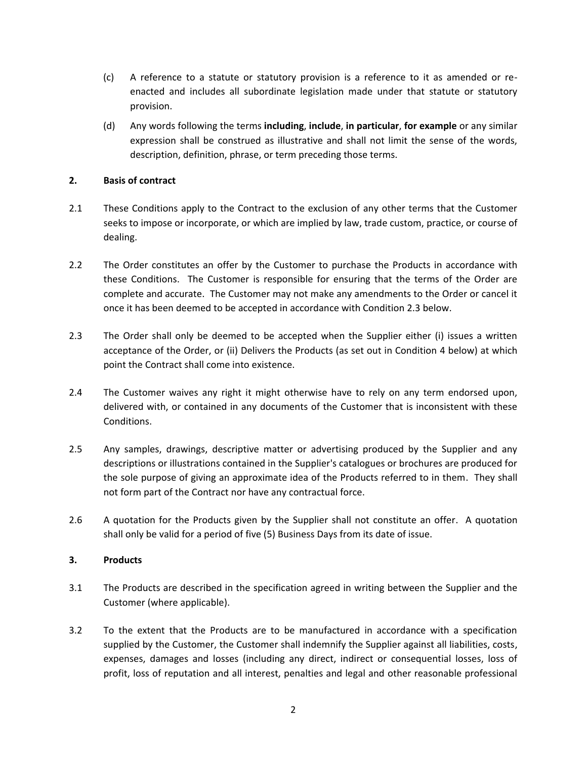(c) A reference to a statute or statutory provision is a reference to it as amended or re-enacted and includes all subordinate legislation made under that statute or statutory provision.

(d) Any words following the terms **including**, **include**, **in particular**, **for example** or any similar expression shall be construed as illustrative and shall not limit the sense of the words, description, definition, phrase, or term preceding those terms.

## 2. Basis of contract

2.1 These Conditions apply to the Contract to the exclusion of any other terms that the Customer seeks to impose or incorporate, or which are implied by law, trade custom, practice, or course of dealing.

2.2 The Order constitutes an offer by the Customer to purchase the Products in accordance with these Conditions. The Customer is responsible for ensuring that the terms of the Order are complete and accurate. The Customer may not make any amendments to the Order or cancel it once it has been deemed to be accepted in accordance with Condition 2.3 below.

2.3 The Order shall only be deemed to be accepted when the Supplier either (i) issues a written acceptance of the Order, or (ii) Delivers the Products (as set out in Condition 4 below) at which point the Contract shall come into existence.

2.4 The Customer waives any right it might otherwise have to rely on any term endorsed upon, delivered with, or contained in any documents of the Customer that is inconsistent with these Conditions.

2.5 Any samples, drawings, descriptive matter or advertising produced by the Supplier and any descriptions or illustrations contained in the Supplier's catalogues or brochures are produced for the sole purpose of giving an approximate idea of the Products referred to in them. They shall not form part of the Contract nor have any contractual force.

2.6 A quotation for the Products given by the Supplier shall not constitute an offer. A quotation shall only be valid for a period of five (5) Business Days from its date of issue.

## 3. Products

3.1 The Products are described in the specification agreed in writing between the Supplier and the Customer (where applicable).

3.2 To the extent that the Products are to be manufactured in accordance with a specification supplied by the Customer, the Customer shall indemnify the Supplier against all liabilities, costs, expenses, damages and losses (including any direct, indirect or consequential losses, loss of profit, loss of reputation and all interest, penalties and legal and other reasonable professional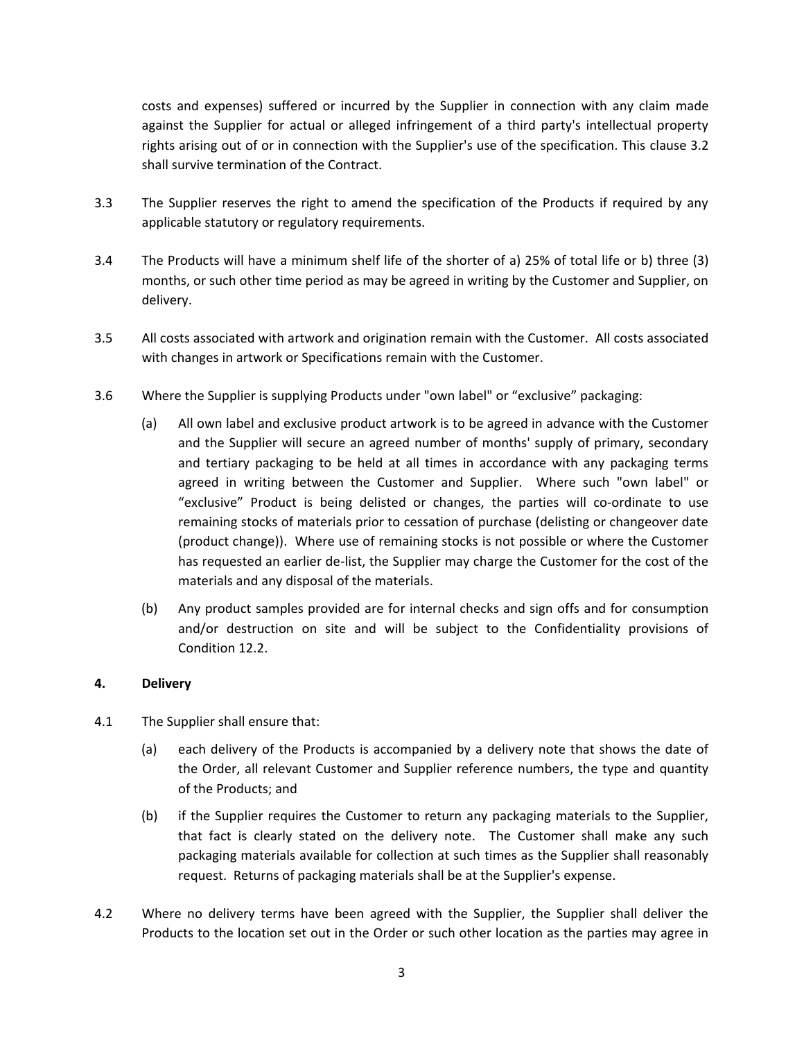costs and expenses) suffered or incurred by the Supplier in connection with any claim made against the Supplier for actual or alleged infringement of a third party's intellectual property rights arising out of or in connection with the Supplier's use of the specification. This clause 3.2 shall survive termination of the Contract.

3.3 The Supplier reserves the right to amend the specification of the Products if required by any applicable statutory or regulatory requirements.

3.4 The Products will have a minimum shelf life of the shorter of a) 25% of total life or b) three (3) months, or such other time period as may be agreed in writing by the Customer and Supplier, on delivery.

3.5 All costs associated with artwork and origination remain with the Customer. All costs associated with changes in artwork or Specifications remain with the Customer.

3.6 Where the Supplier is supplying Products under "own label" or “exclusive” packaging:

(a) All own label and exclusive product artwork is to be agreed in advance with the Customer and the Supplier will secure an agreed number of months' supply of primary, secondary and tertiary packaging to be held at all times in accordance with any packaging terms agreed in writing between the Customer and Supplier. Where such "own label" or “exclusive” Product is being delisted or changes, the parties will co-ordinate to use remaining stocks of materials prior to cessation of purchase (delisting or changeover date (product change)). Where use of remaining stocks is not possible or where the Customer has requested an earlier de-list, the Supplier may charge the Customer for the cost of the materials and any disposal of the materials.

(b) Any product samples provided are for internal checks and sign offs and for consumption and/or destruction on site and will be subject to the Confidentiality provisions of Condition 12.2.

## 4. Delivery

4.1 The Supplier shall ensure that:

(a) each delivery of the Products is accompanied by a delivery note that shows the date of the Order, all relevant Customer and Supplier reference numbers, the type and quantity of the Products; and

(b) if the Supplier requires the Customer to return any packaging materials to the Supplier, that fact is clearly stated on the delivery note. The Customer shall make any such packaging materials available for collection at such times as the Supplier shall reasonably request. Returns of packaging materials shall be at the Supplier's expense.

4.2 Where no delivery terms have been agreed with the Supplier, the Supplier shall deliver the Products to the location set out in the Order or such other location as the parties may agree in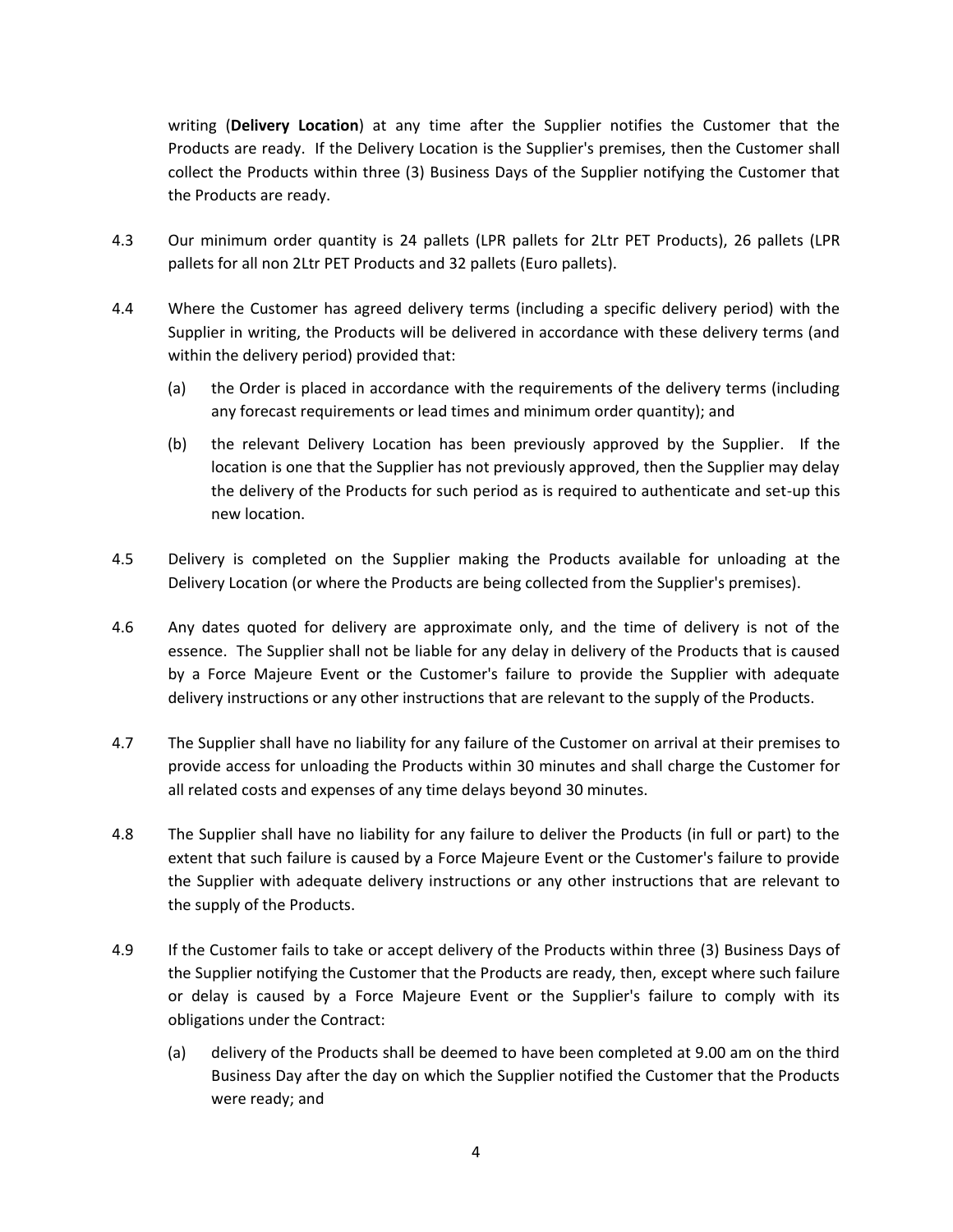writing (**Delivery Location**) at any time after the Supplier notifies the Customer that the Products are ready. If the Delivery Location is the Supplier's premises, then the Customer shall collect the Products within three (3) Business Days of the Supplier notifying the Customer that the Products are ready.

4.3 Our minimum order quantity is 24 pallets (LPR pallets for 2Ltr PET Products), 26 pallets (LPR pallets for all non 2Ltr PET Products and 32 pallets (Euro pallets).

4.4 Where the Customer has agreed delivery terms (including a specific delivery period) with the Supplier in writing, the Products will be delivered in accordance with these delivery terms (and within the delivery period) provided that:

(a) the Order is placed in accordance with the requirements of the delivery terms (including any forecast requirements or lead times and minimum order quantity); and

(b) the relevant Delivery Location has been previously approved by the Supplier. If the location is one that the Supplier has not previously approved, then the Supplier may delay the delivery of the Products for such period as is required to authenticate and set-up this new location.

4.5 Delivery is completed on the Supplier making the Products available for unloading at the Delivery Location (or where the Products are being collected from the Supplier's premises).

4.6 Any dates quoted for delivery are approximate only, and the time of delivery is not of the essence. The Supplier shall not be liable for any delay in delivery of the Products that is caused by a Force Majeure Event or the Customer's failure to provide the Supplier with adequate delivery instructions or any other instructions that are relevant to the supply of the Products.

4.7 The Supplier shall have no liability for any failure of the Customer on arrival at their premises to provide access for unloading the Products within 30 minutes and shall charge the Customer for all related costs and expenses of any time delays beyond 30 minutes.

4.8 The Supplier shall have no liability for any failure to deliver the Products (in full or part) to the extent that such failure is caused by a Force Majeure Event or the Customer's failure to provide the Supplier with adequate delivery instructions or any other instructions that are relevant to the supply of the Products.

4.9 If the Customer fails to take or accept delivery of the Products within three (3) Business Days of the Supplier notifying the Customer that the Products are ready, then, except where such failure or delay is caused by a Force Majeure Event or the Supplier's failure to comply with its obligations under the Contract:

(a) delivery of the Products shall be deemed to have been completed at 9.00 am on the third Business Day after the day on which the Supplier notified the Customer that the Products were ready; and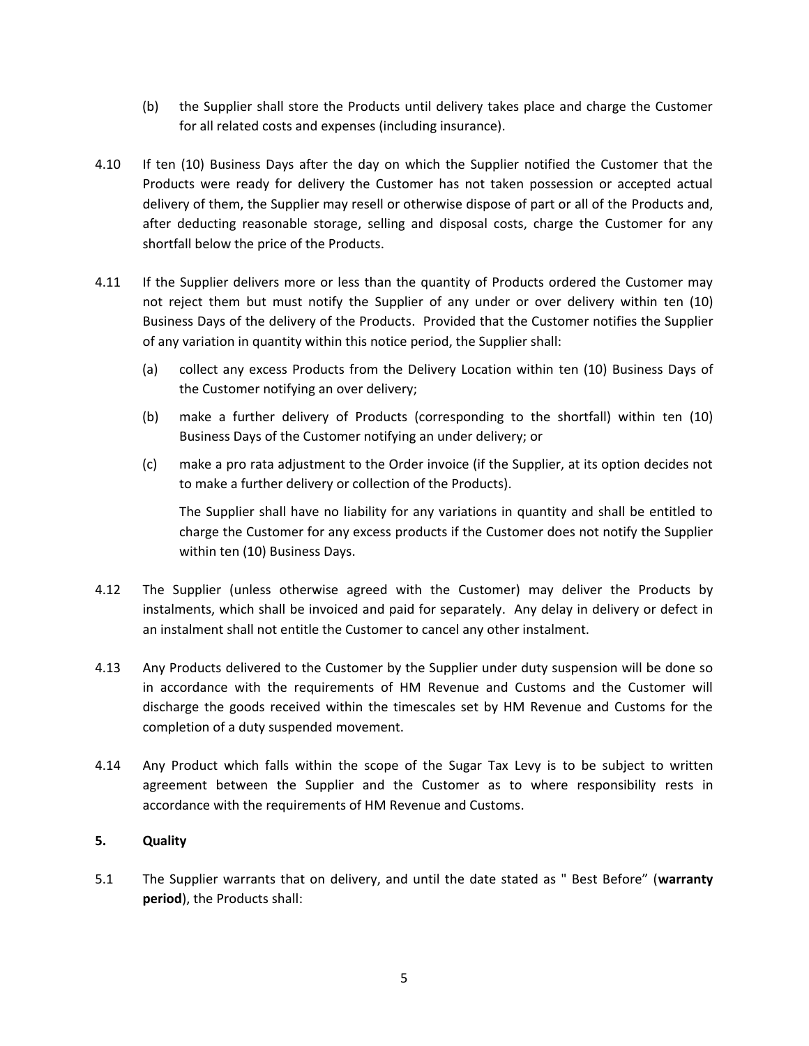(b) the Supplier shall store the Products until delivery takes place and charge the Customer for all related costs and expenses (including insurance).

4.10 If ten (10) Business Days after the day on which the Supplier notified the Customer that the Products were ready for delivery the Customer has not taken possession or accepted actual delivery of them, the Supplier may resell or otherwise dispose of part or all of the Products and, after deducting reasonable storage, selling and disposal costs, charge the Customer for any shortfall below the price of the Products.

4.11 If the Supplier delivers more or less than the quantity of Products ordered the Customer may not reject them but must notify the Supplier of any under or over delivery within ten (10) Business Days of the delivery of the Products. Provided that the Customer notifies the Supplier of any variation in quantity within this notice period, the Supplier shall:

(a) collect any excess Products from the Delivery Location within ten (10) Business Days of the Customer notifying an over delivery;

(b) make a further delivery of Products (corresponding to the shortfall) within ten (10) Business Days of the Customer notifying an under delivery; or

(c) make a pro rata adjustment to the Order invoice (if the Supplier, at its option decides not to make a further delivery or collection of the Products).

The Supplier shall have no liability for any variations in quantity and shall be entitled to charge the Customer for any excess products if the Customer does not notify the Supplier within ten (10) Business Days.

4.12 The Supplier (unless otherwise agreed with the Customer) may deliver the Products by instalments, which shall be invoiced and paid for separately. Any delay in delivery or defect in an instalment shall not entitle the Customer to cancel any other instalment.

4.13 Any Products delivered to the Customer by the Supplier under duty suspension will be done so in accordance with the requirements of HM Revenue and Customs and the Customer will discharge the goods received within the timescales set by HM Revenue and Customs for the completion of a duty suspended movement.

4.14 Any Product which falls within the scope of the Sugar Tax Levy is to be subject to written agreement between the Supplier and the Customer as to where responsibility rests in accordance with the requirements of HM Revenue and Customs.

**5. Quality**

5.1 The Supplier warrants that on delivery, and until the date stated as " Best Before" (**warranty period**), the Products shall: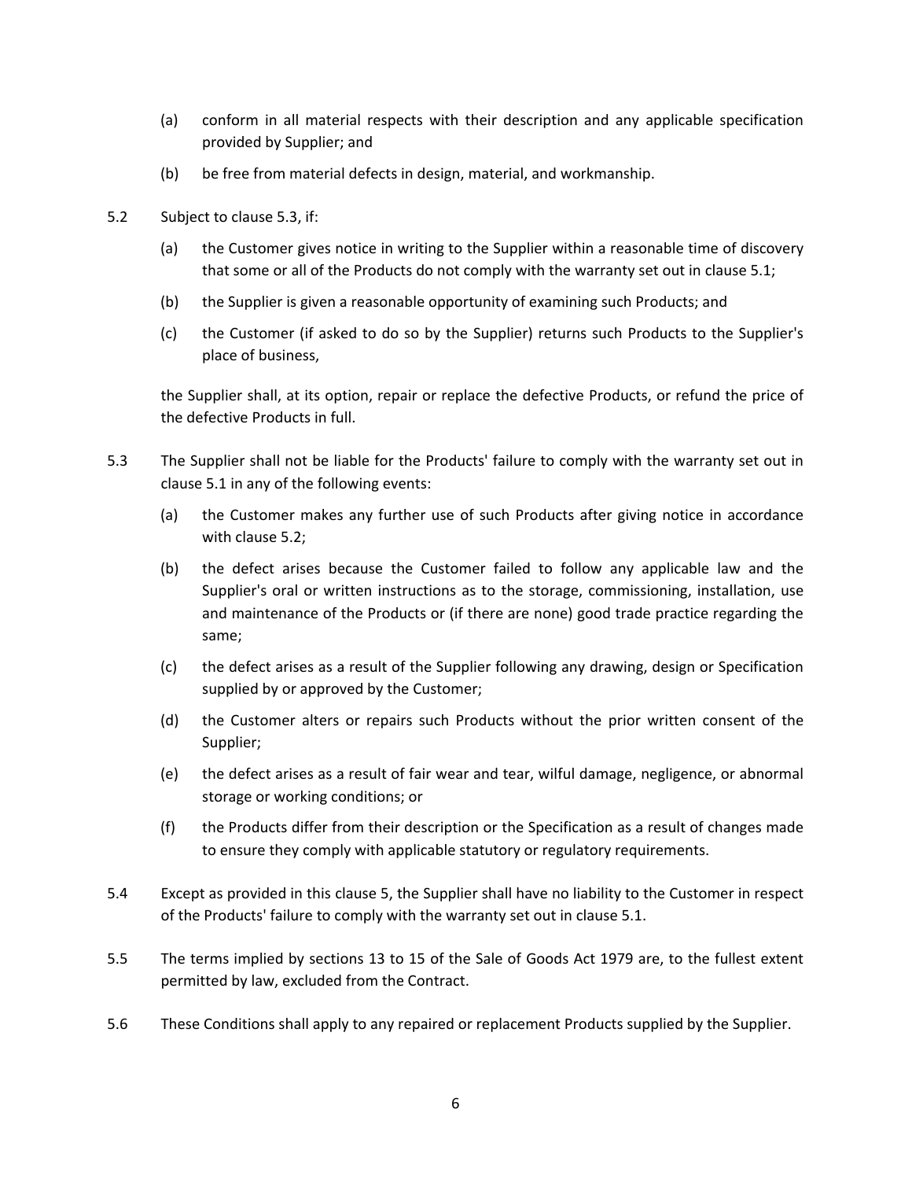(a) conform in all material respects with their description and any applicable specification provided by Supplier; and

(b) be free from material defects in design, material, and workmanship.

5.2 Subject to clause 5.3, if:

(a) the Customer gives notice in writing to the Supplier within a reasonable time of discovery that some or all of the Products do not comply with the warranty set out in clause 5.1;

(b) the Supplier is given a reasonable opportunity of examining such Products; and

(c) the Customer (if asked to do so by the Supplier) returns such Products to the Supplier's place of business,

the Supplier shall, at its option, repair or replace the defective Products, or refund the price of the defective Products in full.

5.3 The Supplier shall not be liable for the Products' failure to comply with the warranty set out in clause 5.1 in any of the following events:

(a) the Customer makes any further use of such Products after giving notice in accordance with clause 5.2;

(b) the defect arises because the Customer failed to follow any applicable law and the Supplier's oral or written instructions as to the storage, commissioning, installation, use and maintenance of the Products or (if there are none) good trade practice regarding the same;

(c) the defect arises as a result of the Supplier following any drawing, design or Specification supplied by or approved by the Customer;

(d) the Customer alters or repairs such Products without the prior written consent of the Supplier;

(e) the defect arises as a result of fair wear and tear, wilful damage, negligence, or abnormal storage or working conditions; or

(f) the Products differ from their description or the Specification as a result of changes made to ensure they comply with applicable statutory or regulatory requirements.

5.4 Except as provided in this clause 5, the Supplier shall have no liability to the Customer in respect of the Products' failure to comply with the warranty set out in clause 5.1.

5.5 The terms implied by sections 13 to 15 of the Sale of Goods Act 1979 are, to the fullest extent permitted by law, excluded from the Contract.

5.6 These Conditions shall apply to any repaired or replacement Products supplied by the Supplier.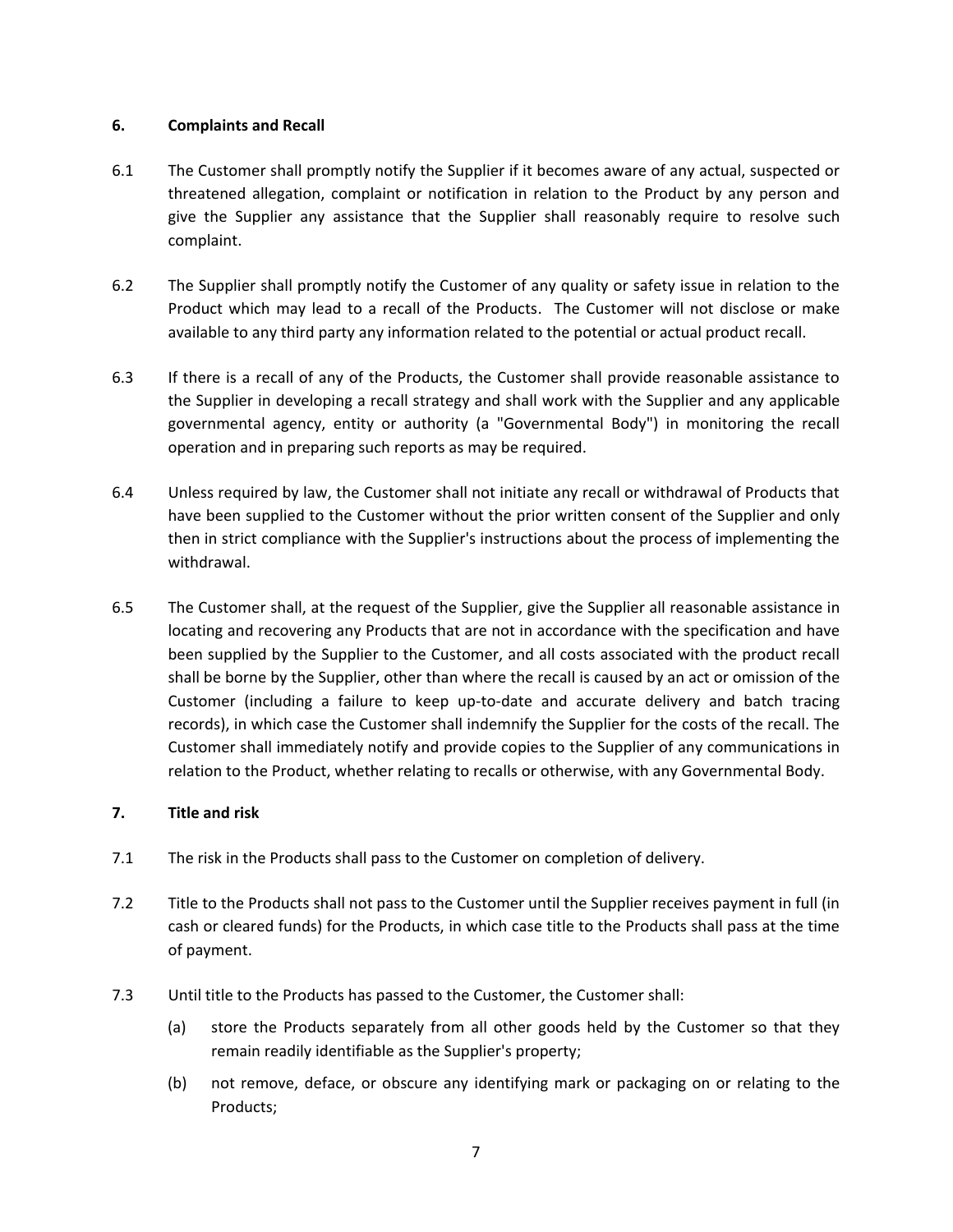## 6. Complaints and Recall

6.1 The Customer shall promptly notify the Supplier if it becomes aware of any actual, suspected or threatened allegation, complaint or notification in relation to the Product by any person and give the Supplier any assistance that the Supplier shall reasonably require to resolve such complaint.

6.2 The Supplier shall promptly notify the Customer of any quality or safety issue in relation to the Product which may lead to a recall of the Products. The Customer will not disclose or make available to any third party any information related to the potential or actual product recall.

6.3 If there is a recall of any of the Products, the Customer shall provide reasonable assistance to the Supplier in developing a recall strategy and shall work with the Supplier and any applicable governmental agency, entity or authority (a "Governmental Body") in monitoring the recall operation and in preparing such reports as may be required.

6.4 Unless required by law, the Customer shall not initiate any recall or withdrawal of Products that have been supplied to the Customer without the prior written consent of the Supplier and only then in strict compliance with the Supplier's instructions about the process of implementing the withdrawal.

6.5 The Customer shall, at the request of the Supplier, give the Supplier all reasonable assistance in locating and recovering any Products that are not in accordance with the specification and have been supplied by the Supplier to the Customer, and all costs associated with the product recall shall be borne by the Supplier, other than where the recall is caused by an act or omission of the Customer (including a failure to keep up-to-date and accurate delivery and batch tracing records), in which case the Customer shall indemnify the Supplier for the costs of the recall. The Customer shall immediately notify and provide copies to the Supplier of any communications in relation to the Product, whether relating to recalls or otherwise, with any Governmental Body.

## 7. Title and risk

7.1 The risk in the Products shall pass to the Customer on completion of delivery.

7.2 Title to the Products shall not pass to the Customer until the Supplier receives payment in full (in cash or cleared funds) for the Products, in which case title to the Products shall pass at the time of payment.

7.3 Until title to the Products has passed to the Customer, the Customer shall:

(a) store the Products separately from all other goods held by the Customer so that they remain readily identifiable as the Supplier's property;

(b) not remove, deface, or obscure any identifying mark or packaging on or relating to the Products;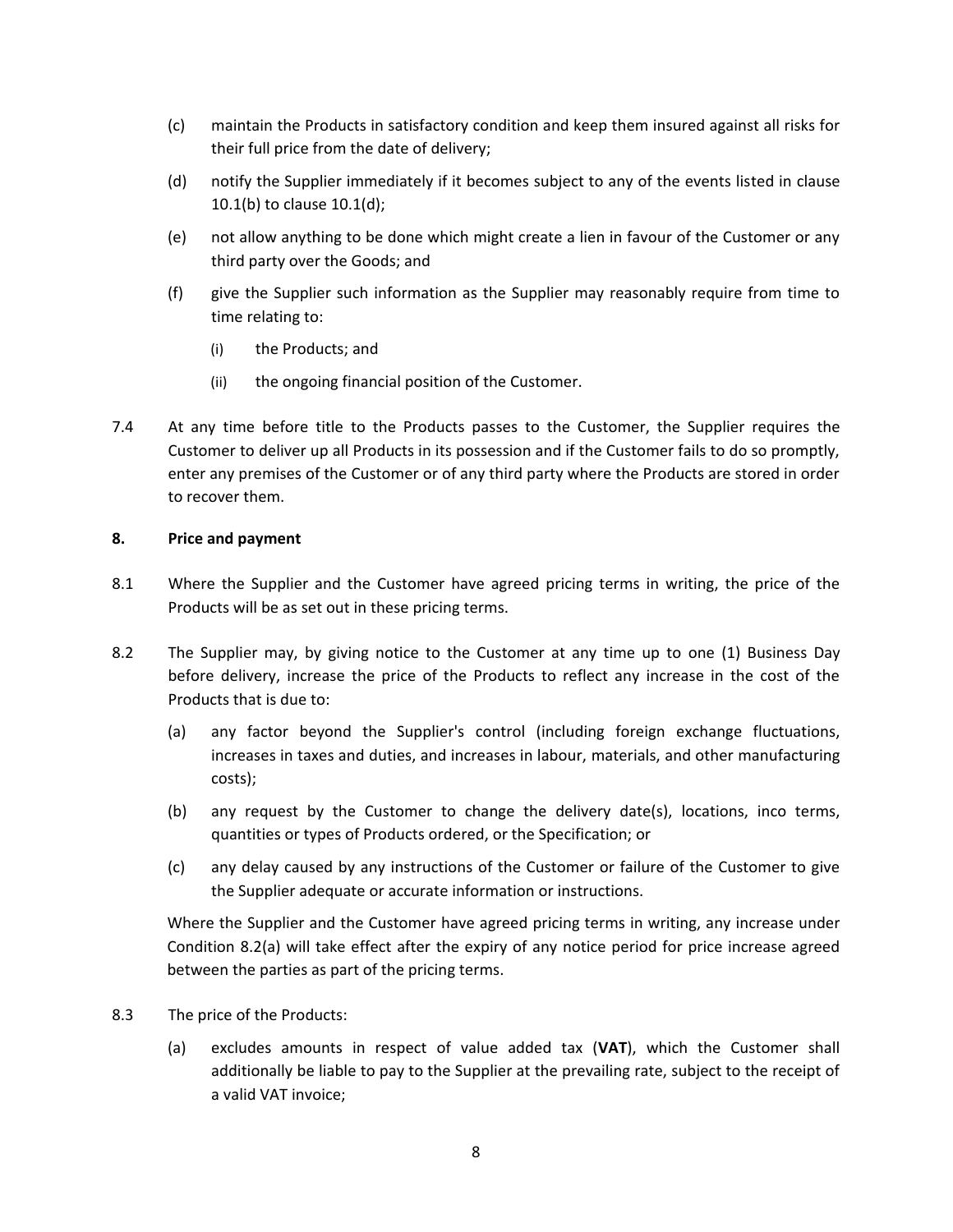(c) maintain the Products in satisfactory condition and keep them insured against all risks for their full price from the date of delivery;

(d) notify the Supplier immediately if it becomes subject to any of the events listed in clause 10.1(b) to clause 10.1(d);

(e) not allow anything to be done which might create a lien in favour of the Customer or any third party over the Goods; and

(f) give the Supplier such information as the Supplier may reasonably require from time to time relating to:

  (i) the Products; and

  (ii) the ongoing financial position of the Customer.

7.4 At any time before title to the Products passes to the Customer, the Supplier requires the Customer to deliver up all Products in its possession and if the Customer fails to do so promptly, enter any premises of the Customer or of any third party where the Products are stored in order to recover them.

**8. Price and payment**

8.1 Where the Supplier and the Customer have agreed pricing terms in writing, the price of the Products will be as set out in these pricing terms.

8.2 The Supplier may, by giving notice to the Customer at any time up to one (1) Business Day before delivery, increase the price of the Products to reflect any increase in the cost of the Products that is due to:

(a) any factor beyond the Supplier's control (including foreign exchange fluctuations, increases in taxes and duties, and increases in labour, materials, and other manufacturing costs);

(b) any request by the Customer to change the delivery date(s), locations, inco terms, quantities or types of Products ordered, or the Specification; or

(c) any delay caused by any instructions of the Customer or failure of the Customer to give the Supplier adequate or accurate information or instructions.

Where the Supplier and the Customer have agreed pricing terms in writing, any increase under Condition 8.2(a) will take effect after the expiry of any notice period for price increase agreed between the parties as part of the pricing terms.

8.3 The price of the Products:

(a) excludes amounts in respect of value added tax (**VAT**), which the Customer shall additionally be liable to pay to the Supplier at the prevailing rate, subject to the receipt of a valid VAT invoice;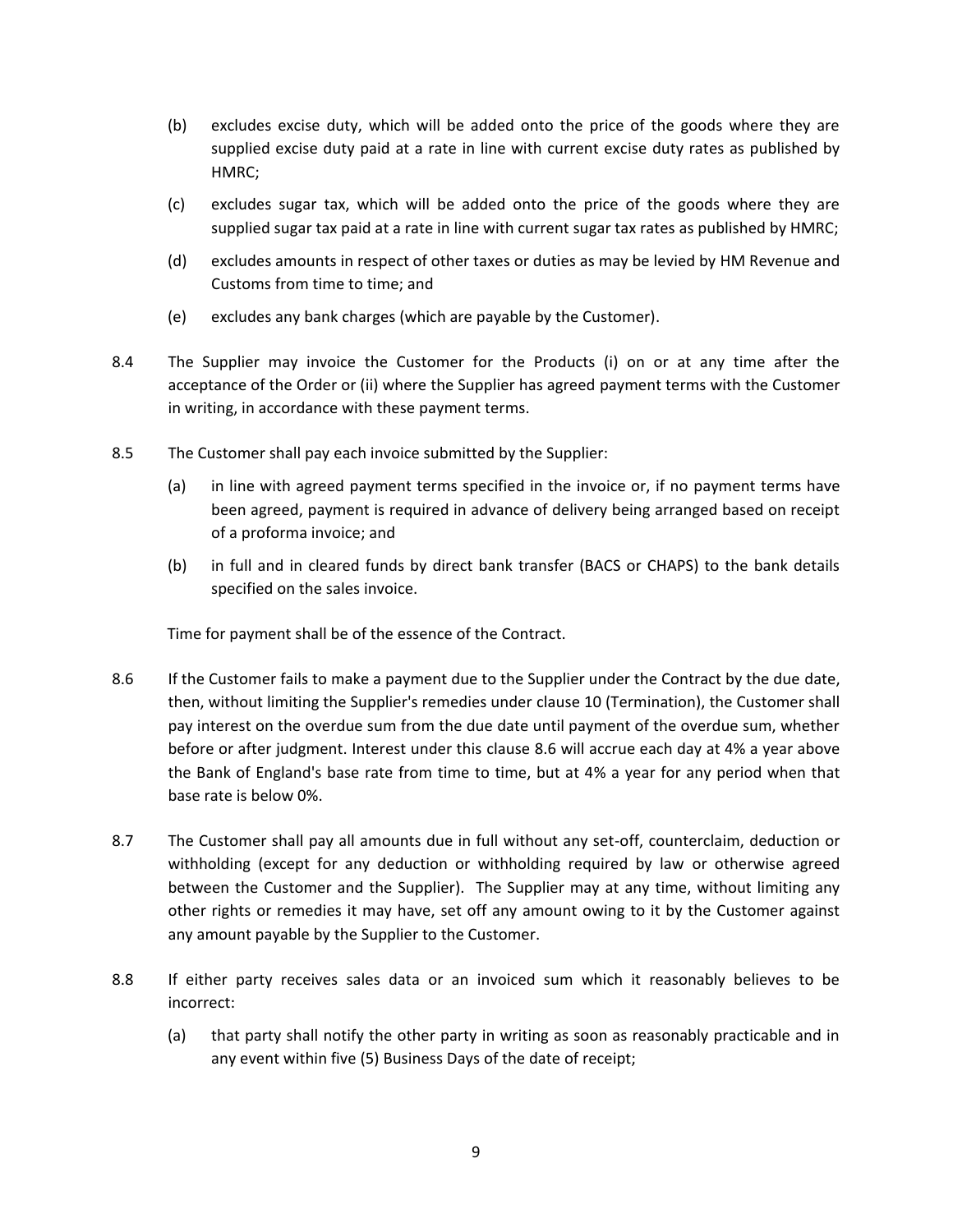(b) excludes excise duty, which will be added onto the price of the goods where they are supplied excise duty paid at a rate in line with current excise duty rates as published by HMRC;

(c) excludes sugar tax, which will be added onto the price of the goods where they are supplied sugar tax paid at a rate in line with current sugar tax rates as published by HMRC;

(d) excludes amounts in respect of other taxes or duties as may be levied by HM Revenue and Customs from time to time; and

(e) excludes any bank charges (which are payable by the Customer).

8.4 The Supplier may invoice the Customer for the Products (i) on or at any time after the acceptance of the Order or (ii) where the Supplier has agreed payment terms with the Customer in writing, in accordance with these payment terms.

8.5 The Customer shall pay each invoice submitted by the Supplier:

(a) in line with agreed payment terms specified in the invoice or, if no payment terms have been agreed, payment is required in advance of delivery being arranged based on receipt of a proforma invoice; and

(b) in full and in cleared funds by direct bank transfer (BACS or CHAPS) to the bank details specified on the sales invoice.

Time for payment shall be of the essence of the Contract.

8.6 If the Customer fails to make a payment due to the Supplier under the Contract by the due date, then, without limiting the Supplier's remedies under clause 10 (Termination), the Customer shall pay interest on the overdue sum from the due date until payment of the overdue sum, whether before or after judgment. Interest under this clause 8.6 will accrue each day at 4% a year above the Bank of England's base rate from time to time, but at 4% a year for any period when that base rate is below 0%.

8.7 The Customer shall pay all amounts due in full without any set-off, counterclaim, deduction or withholding (except for any deduction or withholding required by law or otherwise agreed between the Customer and the Supplier). The Supplier may at any time, without limiting any other rights or remedies it may have, set off any amount owing to it by the Customer against any amount payable by the Supplier to the Customer.

8.8 If either party receives sales data or an invoiced sum which it reasonably believes to be incorrect:

(a) that party shall notify the other party in writing as soon as reasonably practicable and in any event within five (5) Business Days of the date of receipt;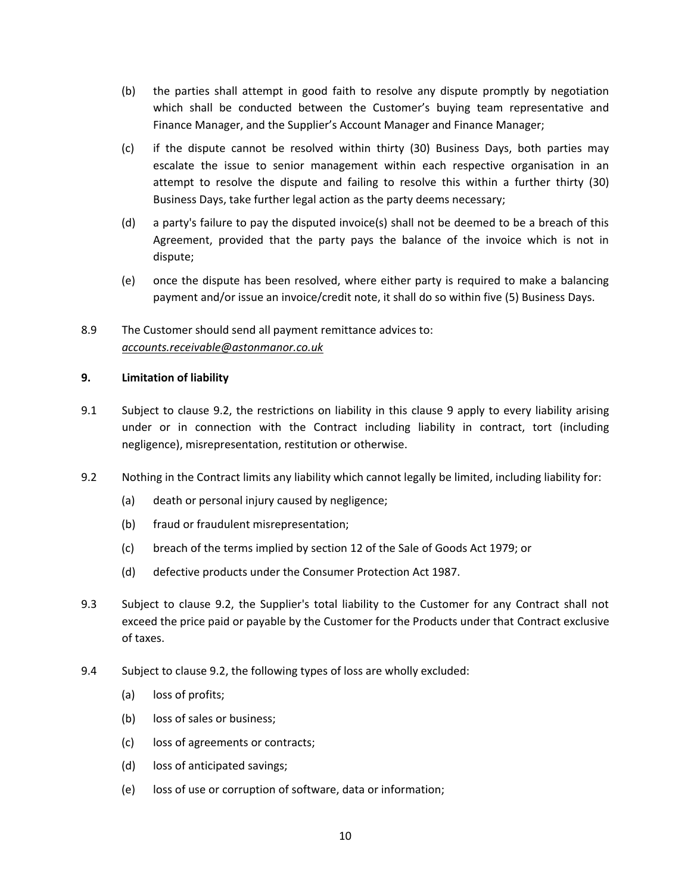(b) the parties shall attempt in good faith to resolve any dispute promptly by negotiation which shall be conducted between the Customer's buying team representative and Finance Manager, and the Supplier's Account Manager and Finance Manager;

(c) if the dispute cannot be resolved within thirty (30) Business Days, both parties may escalate the issue to senior management within each respective organisation in an attempt to resolve the dispute and failing to resolve this within a further thirty (30) Business Days, take further legal action as the party deems necessary;

(d) a party's failure to pay the disputed invoice(s) shall not be deemed to be a breach of this Agreement, provided that the party pays the balance of the invoice which is not in dispute;

(e) once the dispute has been resolved, where either party is required to make a balancing payment and/or issue an invoice/credit note, it shall do so within five (5) Business Days.

8.9 The Customer should send all payment remittance advices to: *accounts.receivable@astonmanor.co.uk*

**9. Limitation of liability**

9.1 Subject to clause 9.2, the restrictions on liability in this clause 9 apply to every liability arising under or in connection with the Contract including liability in contract, tort (including negligence), misrepresentation, restitution or otherwise.

9.2 Nothing in the Contract limits any liability which cannot legally be limited, including liability for:

(a) death or personal injury caused by negligence;

(b) fraud or fraudulent misrepresentation;

(c) breach of the terms implied by section 12 of the Sale of Goods Act 1979; or

(d) defective products under the Consumer Protection Act 1987.

9.3 Subject to clause 9.2, the Supplier's total liability to the Customer for any Contract shall not exceed the price paid or payable by the Customer for the Products under that Contract exclusive of taxes.

9.4 Subject to clause 9.2, the following types of loss are wholly excluded:

(a) loss of profits;

(b) loss of sales or business;

(c) loss of agreements or contracts;

(d) loss of anticipated savings;

(e) loss of use or corruption of software, data or information;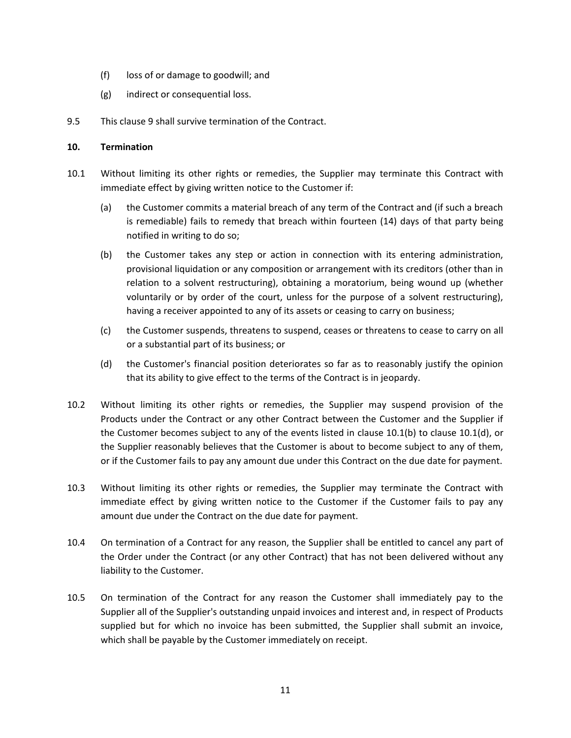(f) loss of or damage to goodwill; and

(g) indirect or consequential loss.

9.5 This clause 9 shall survive termination of the Contract.

## 10. Termination

10.1 Without limiting its other rights or remedies, the Supplier may terminate this Contract with immediate effect by giving written notice to the Customer if:

(a) the Customer commits a material breach of any term of the Contract and (if such a breach is remediable) fails to remedy that breach within fourteen (14) days of that party being notified in writing to do so;

(b) the Customer takes any step or action in connection with its entering administration, provisional liquidation or any composition or arrangement with its creditors (other than in relation to a solvent restructuring), obtaining a moratorium, being wound up (whether voluntarily or by order of the court, unless for the purpose of a solvent restructuring), having a receiver appointed to any of its assets or ceasing to carry on business;

(c) the Customer suspends, threatens to suspend, ceases or threatens to cease to carry on all or a substantial part of its business; or

(d) the Customer's financial position deteriorates so far as to reasonably justify the opinion that its ability to give effect to the terms of the Contract is in jeopardy.

10.2 Without limiting its other rights or remedies, the Supplier may suspend provision of the Products under the Contract or any other Contract between the Customer and the Supplier if the Customer becomes subject to any of the events listed in clause 10.1(b) to clause 10.1(d), or the Supplier reasonably believes that the Customer is about to become subject to any of them, or if the Customer fails to pay any amount due under this Contract on the due date for payment.

10.3 Without limiting its other rights or remedies, the Supplier may terminate the Contract with immediate effect by giving written notice to the Customer if the Customer fails to pay any amount due under the Contract on the due date for payment.

10.4 On termination of a Contract for any reason, the Supplier shall be entitled to cancel any part of the Order under the Contract (or any other Contract) that has not been delivered without any liability to the Customer.

10.5 On termination of the Contract for any reason the Customer shall immediately pay to the Supplier all of the Supplier's outstanding unpaid invoices and interest and, in respect of Products supplied but for which no invoice has been submitted, the Supplier shall submit an invoice, which shall be payable by the Customer immediately on receipt.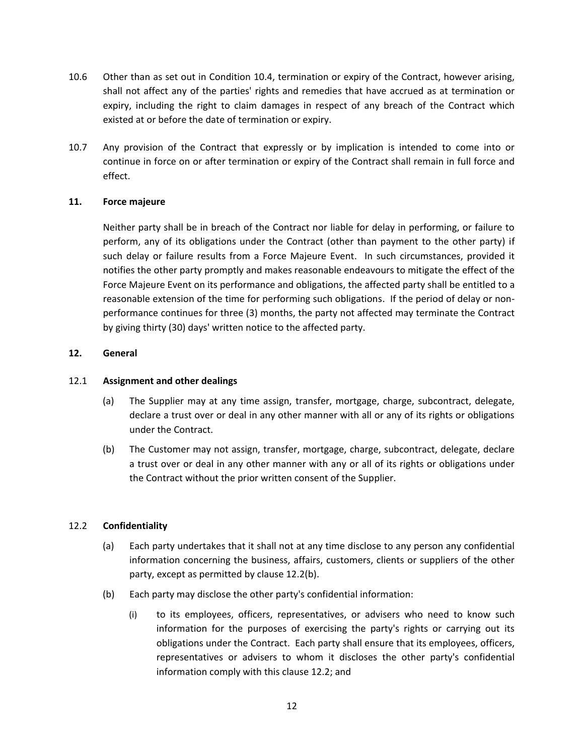10.6 Other than as set out in Condition 10.4, termination or expiry of the Contract, however arising, shall not affect any of the parties' rights and remedies that have accrued as at termination or expiry, including the right to claim damages in respect of any breach of the Contract which existed at or before the date of termination or expiry.

10.7 Any provision of the Contract that expressly or by implication is intended to come into or continue in force on or after termination or expiry of the Contract shall remain in full force and effect.

## 11. Force majeure

Neither party shall be in breach of the Contract nor liable for delay in performing, or failure to perform, any of its obligations under the Contract (other than payment to the other party) if such delay or failure results from a Force Majeure Event. In such circumstances, provided it notifies the other party promptly and makes reasonable endeavours to mitigate the effect of the Force Majeure Event on its performance and obligations, the affected party shall be entitled to a reasonable extension of the time for performing such obligations. If the period of delay or non-performance continues for three (3) months, the party not affected may terminate the Contract by giving thirty (30) days' written notice to the affected party.

## 12. General

### 12.1 Assignment and other dealings

(a) The Supplier may at any time assign, transfer, mortgage, charge, subcontract, delegate, declare a trust over or deal in any other manner with all or any of its rights or obligations under the Contract.

(b) The Customer may not assign, transfer, mortgage, charge, subcontract, delegate, declare a trust over or deal in any other manner with any or all of its rights or obligations under the Contract without the prior written consent of the Supplier.

### 12.2 Confidentiality

(a) Each party undertakes that it shall not at any time disclose to any person any confidential information concerning the business, affairs, customers, clients or suppliers of the other party, except as permitted by clause 12.2(b).

(b) Each party may disclose the other party's confidential information:

(i) to its employees, officers, representatives, or advisers who need to know such information for the purposes of exercising the party's rights or carrying out its obligations under the Contract. Each party shall ensure that its employees, officers, representatives or advisers to whom it discloses the other party's confidential information comply with this clause 12.2; and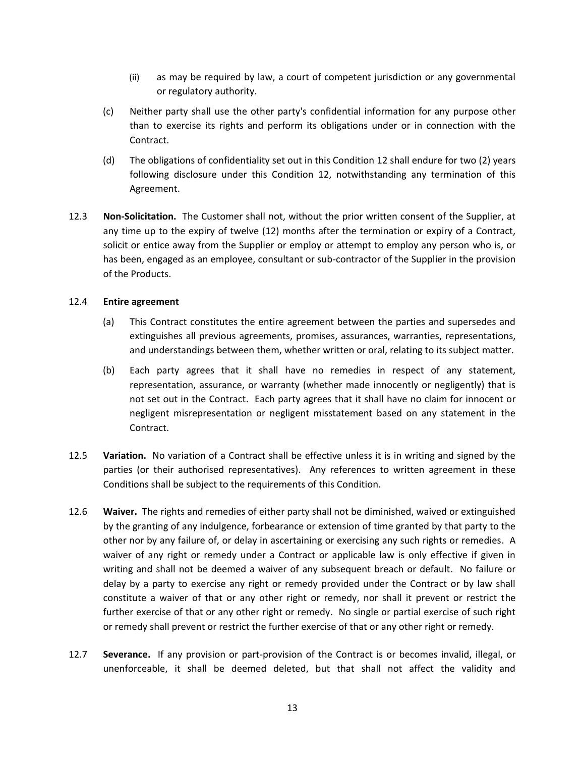(ii) as may be required by law, a court of competent jurisdiction or any governmental or regulatory authority.

(c) Neither party shall use the other party's confidential information for any purpose other than to exercise its rights and perform its obligations under or in connection with the Contract.

(d) The obligations of confidentiality set out in this Condition 12 shall endure for two (2) years following disclosure under this Condition 12, notwithstanding any termination of this Agreement.

12.3 **Non-Solicitation.** The Customer shall not, without the prior written consent of the Supplier, at any time up to the expiry of twelve (12) months after the termination or expiry of a Contract, solicit or entice away from the Supplier or employ or attempt to employ any person who is, or has been, engaged as an employee, consultant or sub-contractor of the Supplier in the provision of the Products.

12.4 **Entire agreement**

(a) This Contract constitutes the entire agreement between the parties and supersedes and extinguishes all previous agreements, promises, assurances, warranties, representations, and understandings between them, whether written or oral, relating to its subject matter.

(b) Each party agrees that it shall have no remedies in respect of any statement, representation, assurance, or warranty (whether made innocently or negligently) that is not set out in the Contract. Each party agrees that it shall have no claim for innocent or negligent misrepresentation or negligent misstatement based on any statement in the Contract.

12.5 **Variation.** No variation of a Contract shall be effective unless it is in writing and signed by the parties (or their authorised representatives). Any references to written agreement in these Conditions shall be subject to the requirements of this Condition.

12.6 **Waiver.** The rights and remedies of either party shall not be diminished, waived or extinguished by the granting of any indulgence, forbearance or extension of time granted by that party to the other nor by any failure of, or delay in ascertaining or exercising any such rights or remedies. A waiver of any right or remedy under a Contract or applicable law is only effective if given in writing and shall not be deemed a waiver of any subsequent breach or default. No failure or delay by a party to exercise any right or remedy provided under the Contract or by law shall constitute a waiver of that or any other right or remedy, nor shall it prevent or restrict the further exercise of that or any other right or remedy. No single or partial exercise of such right or remedy shall prevent or restrict the further exercise of that or any other right or remedy.

12.7 **Severance.** If any provision or part-provision of the Contract is or becomes invalid, illegal, or unenforceable, it shall be deemed deleted, but that shall not affect the validity and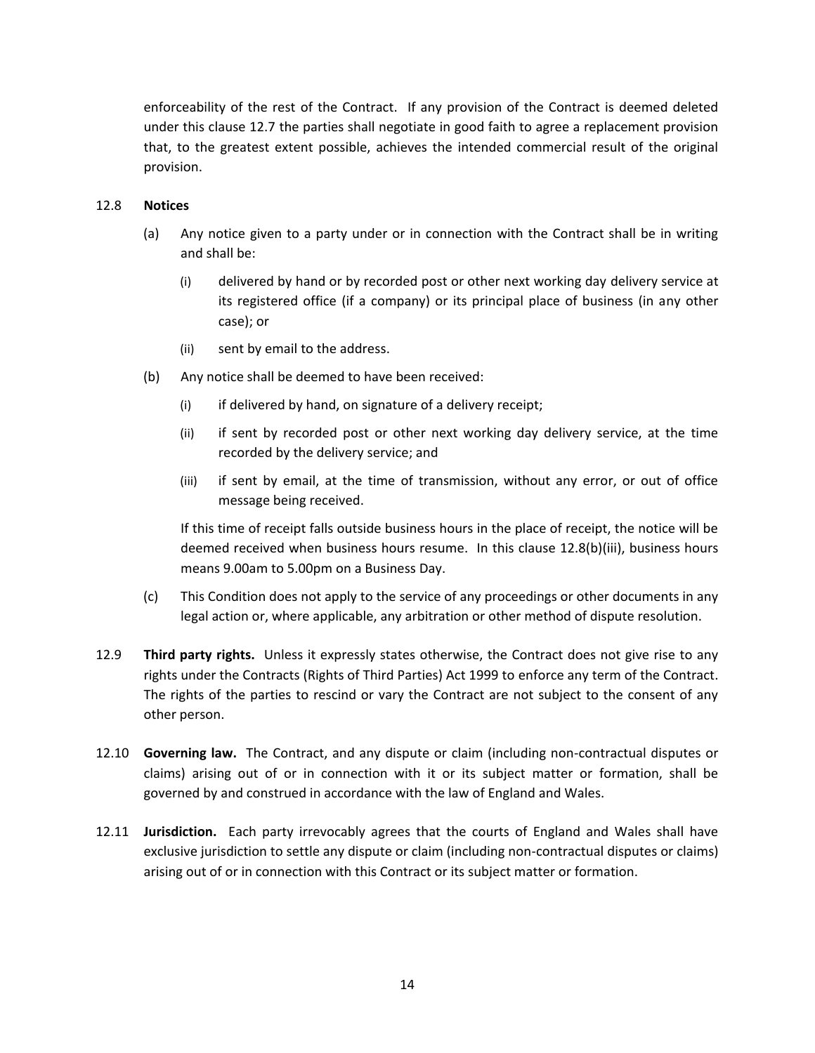enforceability of the rest of the Contract. If any provision of the Contract is deemed deleted under this clause 12.7 the parties shall negotiate in good faith to agree a replacement provision that, to the greatest extent possible, achieves the intended commercial result of the original provision.

12.8 **Notices**

(a) Any notice given to a party under or in connection with the Contract shall be in writing and shall be:

(i) delivered by hand or by recorded post or other next working day delivery service at its registered office (if a company) or its principal place of business (in any other case); or

(ii) sent by email to the address.

(b) Any notice shall be deemed to have been received:

(i) if delivered by hand, on signature of a delivery receipt;

(ii) if sent by recorded post or other next working day delivery service, at the time recorded by the delivery service; and

(iii) if sent by email, at the time of transmission, without any error, or out of office message being received.

If this time of receipt falls outside business hours in the place of receipt, the notice will be deemed received when business hours resume. In this clause 12.8(b)(iii), business hours means 9.00am to 5.00pm on a Business Day.

(c) This Condition does not apply to the service of any proceedings or other documents in any legal action or, where applicable, any arbitration or other method of dispute resolution.

12.9 **Third party rights.** Unless it expressly states otherwise, the Contract does not give rise to any rights under the Contracts (Rights of Third Parties) Act 1999 to enforce any term of the Contract. The rights of the parties to rescind or vary the Contract are not subject to the consent of any other person.

12.10 **Governing law.** The Contract, and any dispute or claim (including non-contractual disputes or claims) arising out of or in connection with it or its subject matter or formation, shall be governed by and construed in accordance with the law of England and Wales.

12.11 **Jurisdiction.** Each party irrevocably agrees that the courts of England and Wales shall have exclusive jurisdiction to settle any dispute or claim (including non-contractual disputes or claims) arising out of or in connection with this Contract or its subject matter or formation.